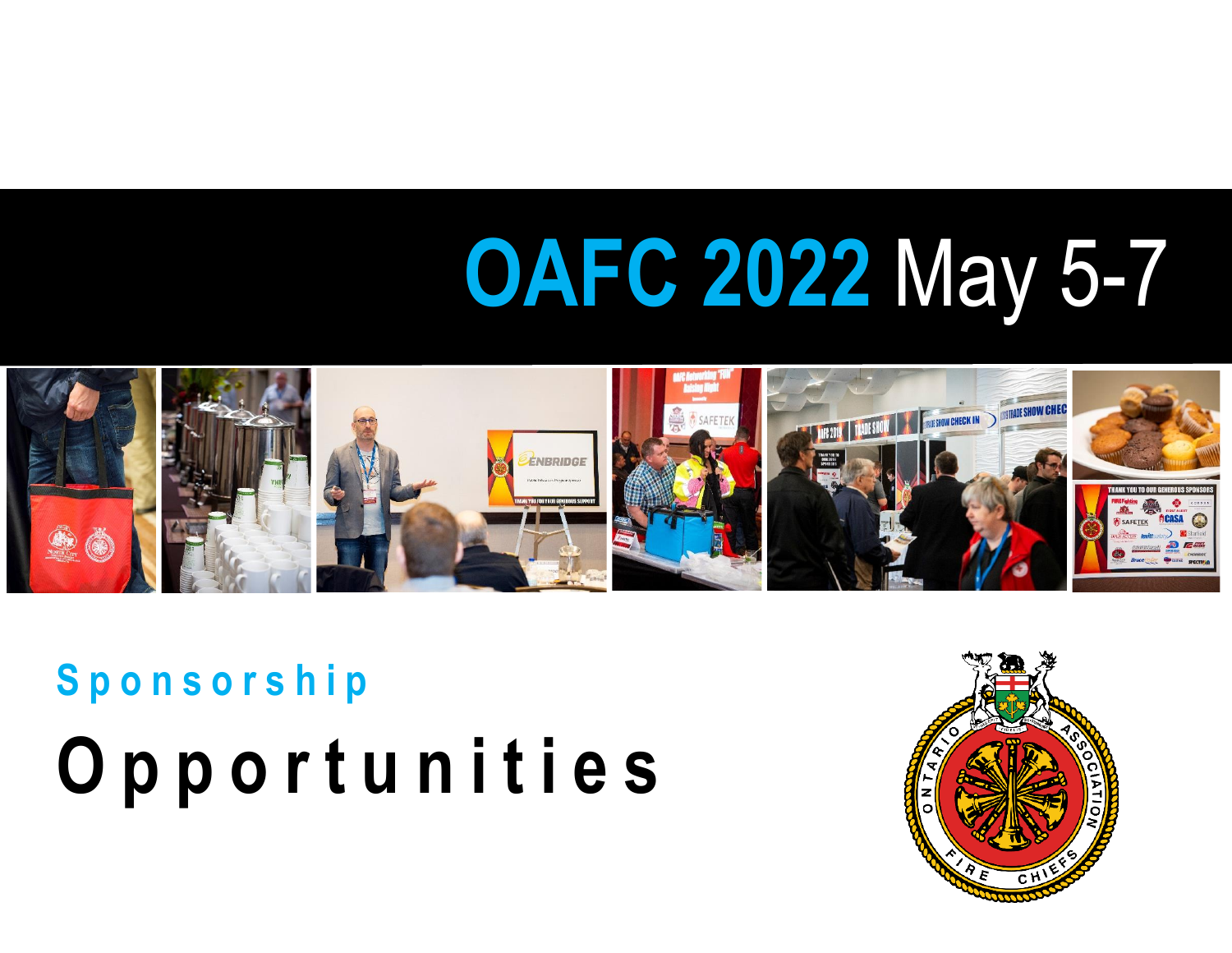# OAFC 2022 May 5-7

## Sponsorship

# Opportunities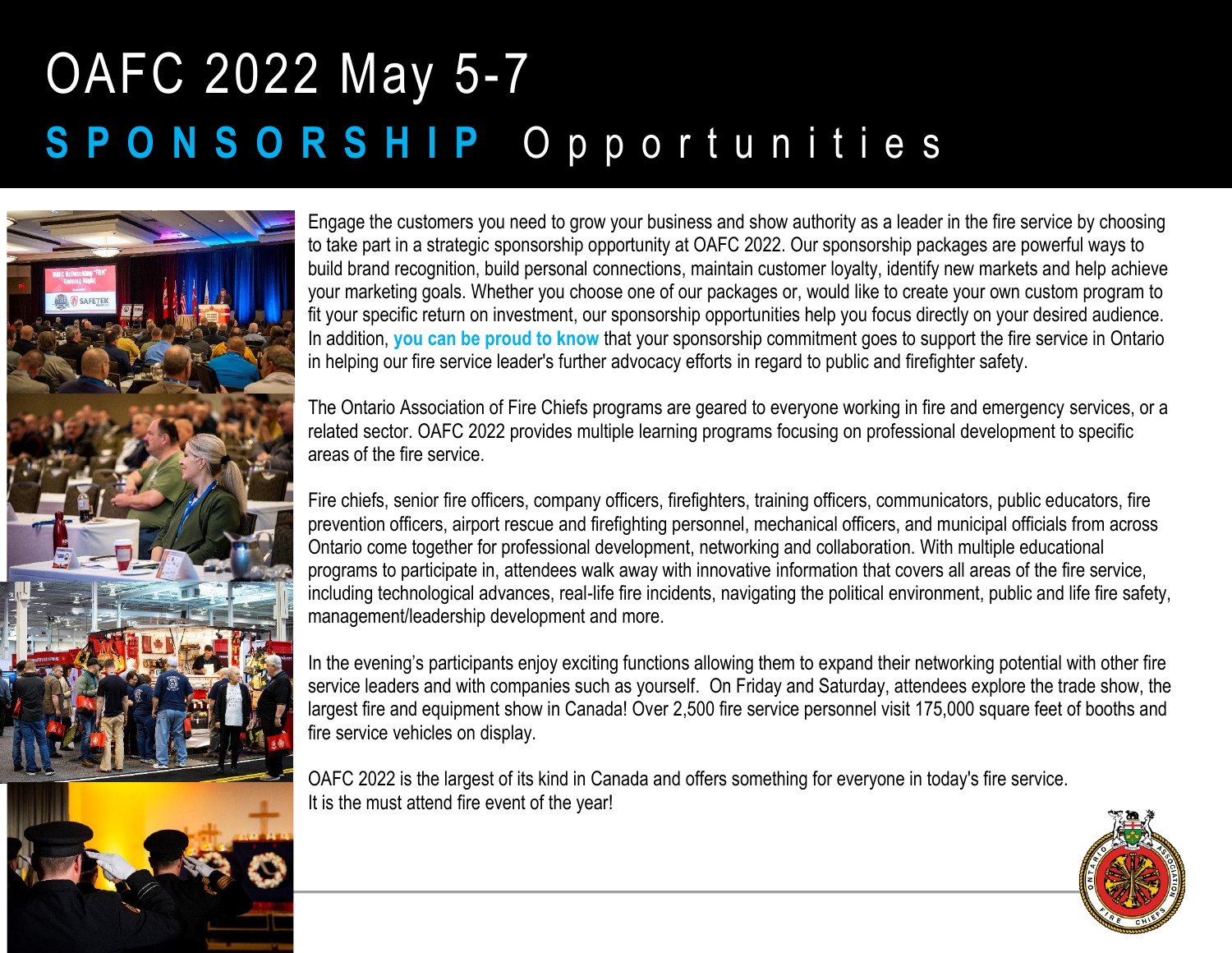# OAFC 2022 May 5-7

## SPONSORSHIP Opportunities

Engage the customers you need to grow your business and show authority as a leader in the fire service by choosing to take part in a strategic sponsorship opportunity at OAFC 2022. Our sponsorship packages are powerful ways to build brand recognition, build personal connections, maintain customer loyalty, identify new markets and help achieve your marketing goals. Whether you choose one of our packages or, would like to create your own custom program to fit your specific return on investment, our sponsorship opportunities help you focus directly on your desired audience. In addition, **you can be proud to know** that your sponsorship commitment goes to support the fire service in Ontario in helping our fire service leader's further advocacy efforts in regard to public and firefighter safety.

The Ontario Association of Fire Chiefs programs are geared to everyone working in fire and emergency services, or a related sector. OAFC 2022 provides multiple learning programs focusing on professional development to specific areas of the fire service.

Fire chiefs, senior fire officers, company officers, firefighters, training officers, communicators, public educators, fire prevention officers, airport rescue and firefighting personnel, mechanical officers, and municipal officials from across Ontario come together for professional development, networking and collaboration. With multiple educational programs to participate in, attendees walk away with innovative information that covers all areas of the fire service, including technological advances, real-life fire incidents, navigating the political environment, public and life fire safety, management/leadership development and more.

In the evening's participants enjoy exciting functions allowing them to expand their networking potential with other fire service leaders and with companies such as yourself. On Friday and Saturday, attendees explore the trade show, the largest fire and equipment show in Canada! Over 2,500 fire service personnel visit 175,000 square feet of booths and fire service vehicles on display.

OAFC 2022 is the largest of its kind in Canada and offers something for everyone in today's fire service.
It is the must attend fire event of the year!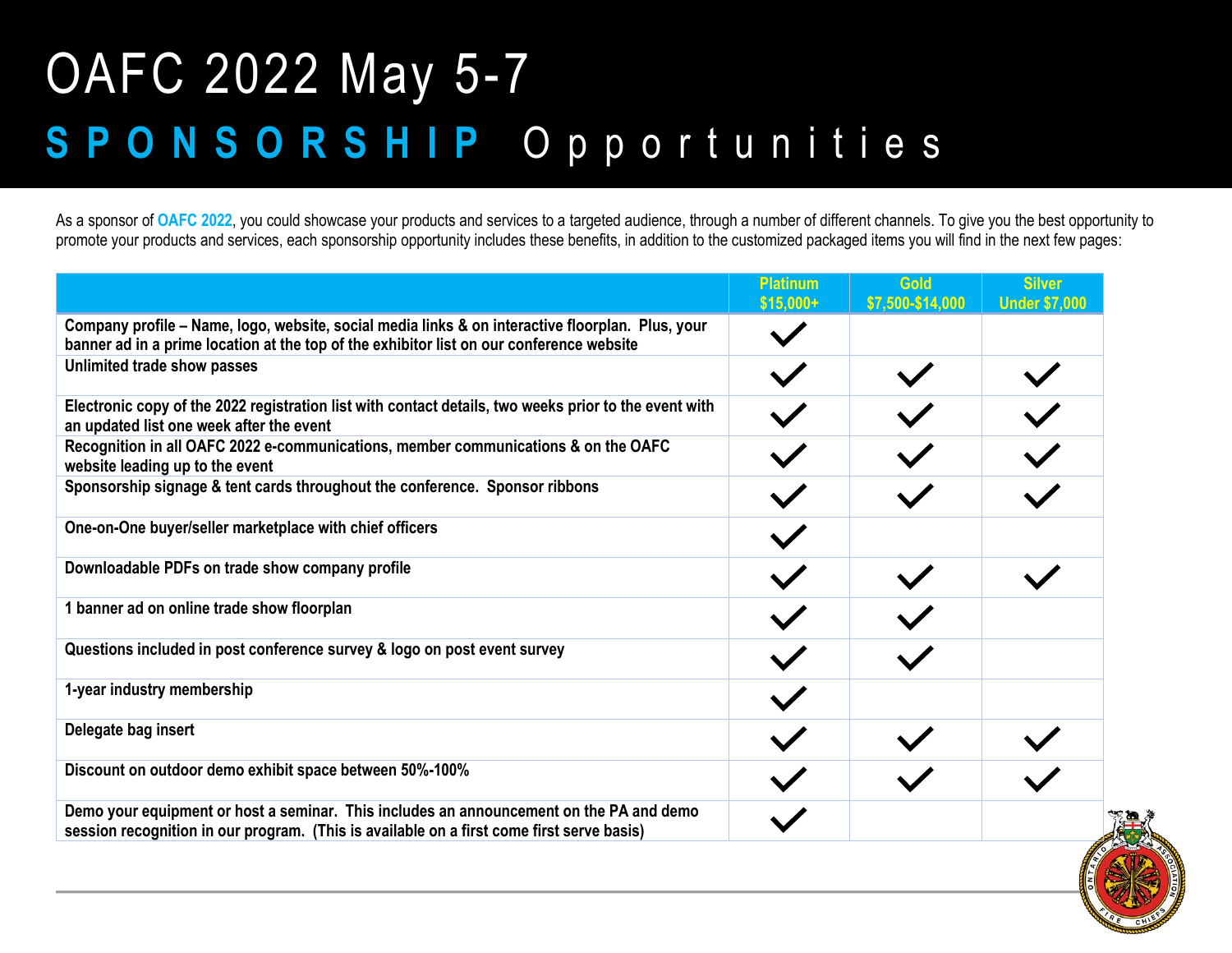# OAFC 2022 May 5-7

## SPONSORSHIP Opportunities

As a sponsor of **OAFC 2022**, you could showcase your products and services to a targeted audience, through a number of different channels. To give you the best opportunity to promote your products and services, each sponsorship opportunity includes these benefits, in addition to the customized packaged items you will find in the next few pages:

| | Platinum $15,000+ | Gold $7,500-$14,000 | Silver Under $7,000 |
|---|---|---|---|
| **Company profile – Name, logo, website, social media links & on interactive floorplan. Plus, your banner ad in a prime location at the top of the exhibitor list on our conference website** | ✓ | | |
| **Unlimited trade show passes** | ✓ | ✓ | ✓ |
| **Electronic copy of the 2022 registration list with contact details, two weeks prior to the event with an updated list one week after the event** | ✓ | ✓ | ✓ |
| **Recognition in all OAFC 2022 e-communications, member communications & on the OAFC website leading up to the event** | ✓ | ✓ | ✓ |
| **Sponsorship signage & tent cards throughout the conference. Sponsor ribbons** | ✓ | ✓ | ✓ |
| **One-on-One buyer/seller marketplace with chief officers** | ✓ | | |
| **Downloadable PDFs on trade show company profile** | ✓ | ✓ | ✓ |
| **1 banner ad on online trade show floorplan** | ✓ | ✓ | |
| **Questions included in post conference survey & logo on post event survey** | ✓ | ✓ | |
| **1-year industry membership** | ✓ | | |
| **Delegate bag insert** | ✓ | ✓ | ✓ |
| **Discount on outdoor demo exhibit space between 50%-100%** | ✓ | ✓ | ✓ |
| **Demo your equipment or host a seminar. This includes an announcement on the PA and demo session recognition in our program. (This is available on a first come first serve basis)** | ✓ | | |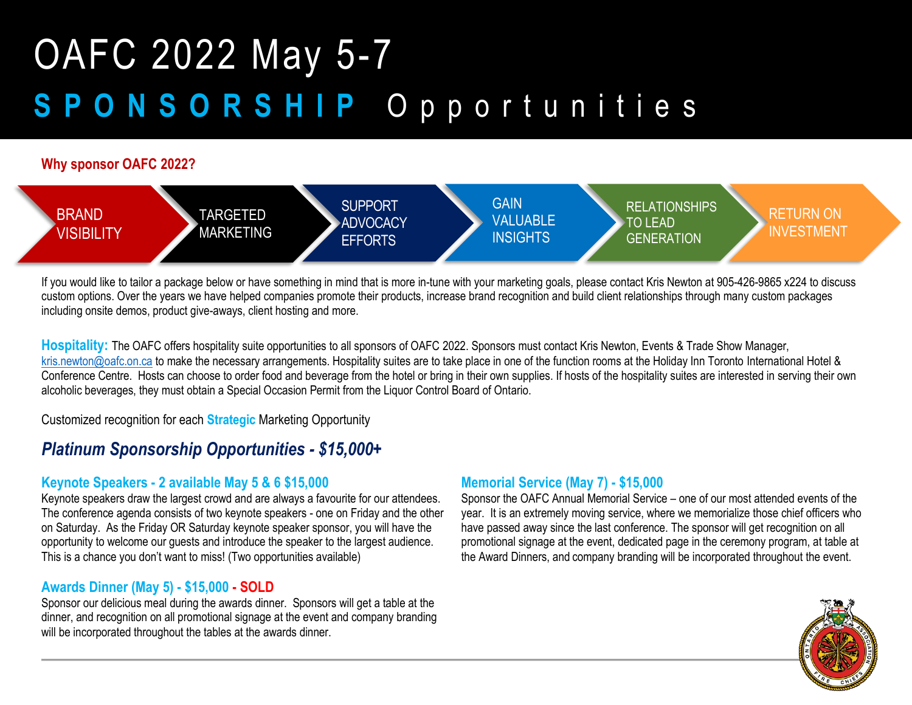# OAFC 2022 May 5-7

## SPONSORSHIP Opportunities

**Why sponsor OAFC 2022?**

BRAND VISIBILITY → TARGETED MARKETING → SUPPORT ADVOCACY EFFORTS → GAIN VALUABLE INSIGHTS → RELATIONSHIPS TO LEAD GENERATION → RETURN ON INVESTMENT

If you would like to tailor a package below or have something in mind that is more in-tune with your marketing goals, please contact Kris Newton at 905-426-9865 x224 to discuss custom options. Over the years we have helped companies promote their products, increase brand recognition and build client relationships through many custom packages including onsite demos, product give-aways, client hosting and more.

**Hospitality:** The OAFC offers hospitality suite opportunities to all sponsors of OAFC 2022. Sponsors must contact Kris Newton, Events & Trade Show Manager, kris.newton@oafc.on.ca to make the necessary arrangements. Hospitality suites are to take place in one of the function rooms at the Holiday Inn Toronto International Hotel & Conference Centre. Hosts can choose to order food and beverage from the hotel or bring in their own supplies. If hosts of the hospitality suites are interested in serving their own alcoholic beverages, they must obtain a Special Occasion Permit from the Liquor Control Board of Ontario.

Customized recognition for each **Strategic** Marketing Opportunity

## *Platinum Sponsorship Opportunities - $15,000+*

### Keynote Speakers - 2 available May 5 & 6 $15,000

Keynote speakers draw the largest crowd and are always a favourite for our attendees. The conference agenda consists of two keynote speakers - one on Friday and the other on Saturday. As the Friday OR Saturday keynote speaker sponsor, you will have the opportunity to welcome our guests and introduce the speaker to the largest audience. This is a chance you don't want to miss! (Two opportunities available)

### Awards Dinner (May 5) - $15,000 - SOLD

Sponsor our delicious meal during the awards dinner. Sponsors will get a table at the dinner, and recognition on all promotional signage at the event and company branding will be incorporated throughout the tables at the awards dinner.

### Memorial Service (May 7) - $15,000

Sponsor the OAFC Annual Memorial Service – one of our most attended events of the year. It is an extremely moving service, where we memorialize those chief officers who have passed away since the last conference. The sponsor will get recognition on all promotional signage at the event, dedicated page in the ceremony program, at table at the Award Dinners, and company branding will be incorporated throughout the event.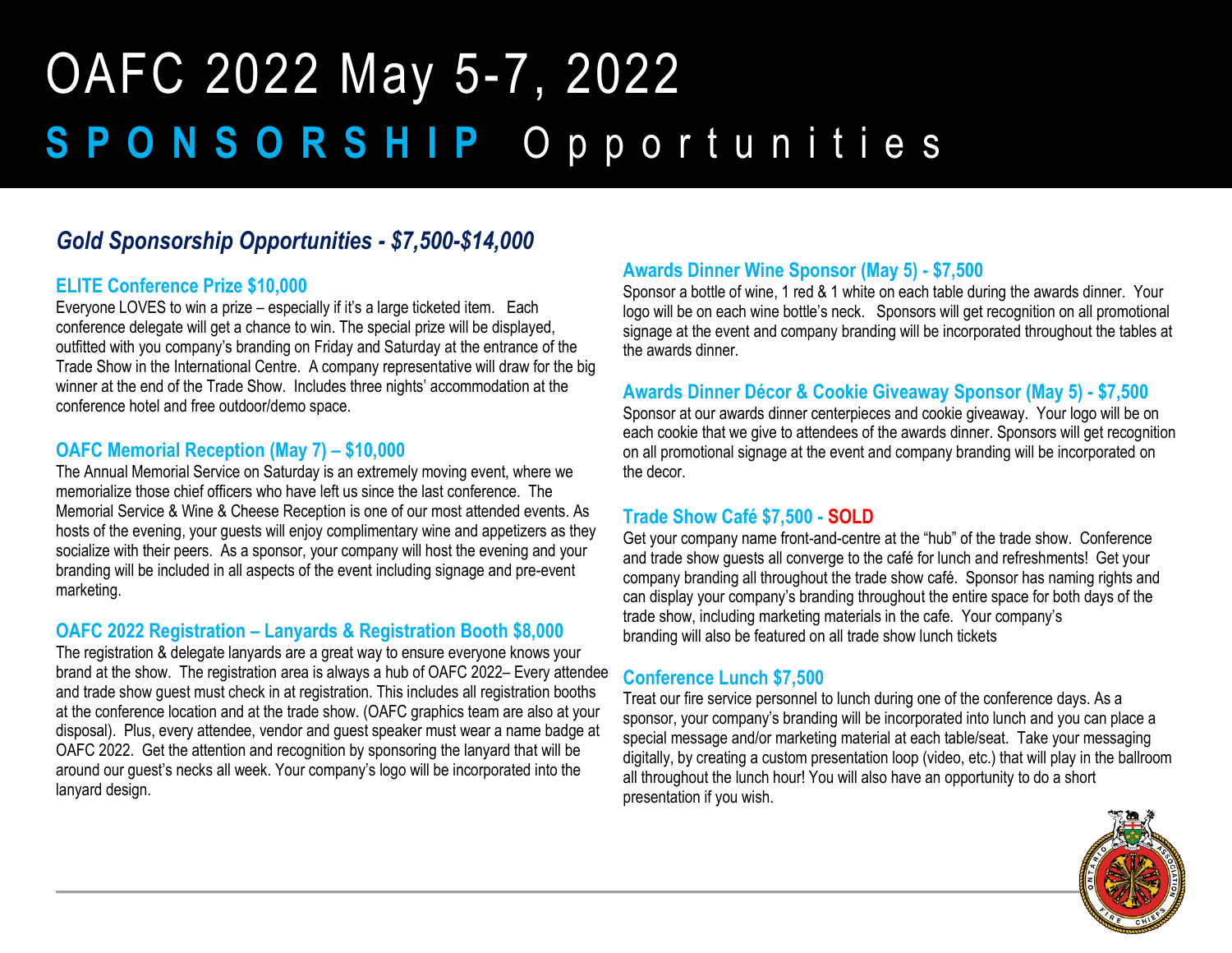# OAFC 2022 May 5-7, 2022

## SPONSORSHIP Opportunities

### *Gold Sponsorship Opportunities - $7,500-$14,000*

#### ELITE Conference Prize $10,000

Everyone LOVES to win a prize – especially if it's a large ticketed item. Each conference delegate will get a chance to win. The special prize will be displayed, outfitted with you company's branding on Friday and Saturday at the entrance of the Trade Show in the International Centre. A company representative will draw for the big winner at the end of the Trade Show. Includes three nights' accommodation at the conference hotel and free outdoor/demo space.

#### OAFC Memorial Reception (May 7) – $10,000

The Annual Memorial Service on Saturday is an extremely moving event, where we memorialize those chief officers who have left us since the last conference. The Memorial Service & Wine & Cheese Reception is one of our most attended events. As hosts of the evening, your guests will enjoy complimentary wine and appetizers as they socialize with their peers. As a sponsor, your company will host the evening and your branding will be included in all aspects of the event including signage and pre-event marketing.

#### OAFC 2022 Registration – Lanyards & Registration Booth $8,000

The registration & delegate lanyards are a great way to ensure everyone knows your brand at the show. The registration area is always a hub of OAFC 2022– Every attendee and trade show guest must check in at registration. This includes all registration booths at the conference location and at the trade show. (OAFC graphics team are also at your disposal). Plus, every attendee, vendor and guest speaker must wear a name badge at OAFC 2022. Get the attention and recognition by sponsoring the lanyard that will be around our guest's necks all week. Your company's logo will be incorporated into the lanyard design.

#### Awards Dinner Wine Sponsor (May 5) - $7,500

Sponsor a bottle of wine, 1 red & 1 white on each table during the awards dinner. Your logo will be on each wine bottle's neck. Sponsors will get recognition on all promotional signage at the event and company branding will be incorporated throughout the tables at the awards dinner.

#### Awards Dinner Décor & Cookie Giveaway Sponsor (May 5) - $7,500

Sponsor at our awards dinner centerpieces and cookie giveaway. Your logo will be on each cookie that we give to attendees of the awards dinner. Sponsors will get recognition on all promotional signage at the event and company branding will be incorporated on the decor.

#### Trade Show Café $7,500 - SOLD

Get your company name front-and-centre at the "hub" of the trade show. Conference and trade show guests all converge to the café for lunch and refreshments! Get your company branding all throughout the trade show café. Sponsor has naming rights and can display your company's branding throughout the entire space for both days of the trade show, including marketing materials in the cafe. Your company's branding will also be featured on all trade show lunch tickets

#### Conference Lunch $7,500

Treat our fire service personnel to lunch during one of the conference days. As a sponsor, your company's branding will be incorporated into lunch and you can place a special message and/or marketing material at each table/seat. Take your messaging digitally, by creating a custom presentation loop (video, etc.) that will play in the ballroom all throughout the lunch hour! You will also have an opportunity to do a short presentation if you wish.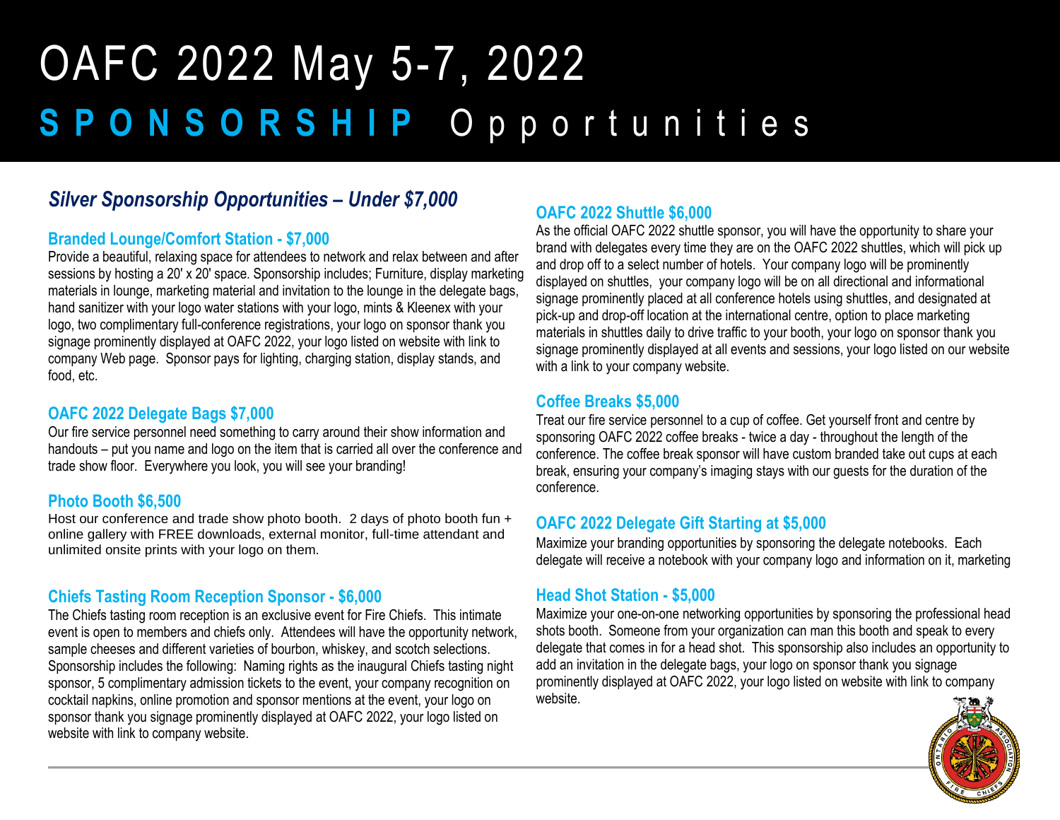# OAFC 2022 May 5-7, 2022

## SPONSORSHIP Opportunities

### *Silver Sponsorship Opportunities – Under $7,000*

#### Branded Lounge/Comfort Station - $7,000

Provide a beautiful, relaxing space for attendees to network and relax between and after sessions by hosting a 20' x 20' space. Sponsorship includes; Furniture, display marketing materials in lounge, marketing material and invitation to the lounge in the delegate bags, hand sanitizer with your logo water stations with your logo, mints & Kleenex with your logo, two complimentary full-conference registrations, your logo on sponsor thank you signage prominently displayed at OAFC 2022, your logo listed on website with link to company Web page. Sponsor pays for lighting, charging station, display stands, and food, etc.

#### OAFC 2022 Delegate Bags $7,000

Our fire service personnel need something to carry around their show information and handouts – put you name and logo on the item that is carried all over the conference and trade show floor. Everywhere you look, you will see your branding!

#### Photo Booth $6,500

Host our conference and trade show photo booth. 2 days of photo booth fun + online gallery with FREE downloads, external monitor, full-time attendant and unlimited onsite prints with your logo on them.

#### Chiefs Tasting Room Reception Sponsor - $6,000

The Chiefs tasting room reception is an exclusive event for Fire Chiefs. This intimate event is open to members and chiefs only. Attendees will have the opportunity network, sample cheeses and different varieties of bourbon, whiskey, and scotch selections. Sponsorship includes the following: Naming rights as the inaugural Chiefs tasting night sponsor, 5 complimentary admission tickets to the event, your company recognition on cocktail napkins, online promotion and sponsor mentions at the event, your logo on sponsor thank you signage prominently displayed at OAFC 2022, your logo listed on website with link to company website.

#### OAFC 2022 Shuttle $6,000

As the official OAFC 2022 shuttle sponsor, you will have the opportunity to share your brand with delegates every time they are on the OAFC 2022 shuttles, which will pick up and drop off to a select number of hotels. Your company logo will be prominently displayed on shuttles, your company logo will be on all directional and informational signage prominently placed at all conference hotels using shuttles, and designated at pick-up and drop-off location at the international centre, option to place marketing materials in shuttles daily to drive traffic to your booth, your logo on sponsor thank you signage prominently displayed at all events and sessions, your logo listed on our website with a link to your company website.

#### Coffee Breaks $5,000

Treat our fire service personnel to a cup of coffee. Get yourself front and centre by sponsoring OAFC 2022 coffee breaks - twice a day - throughout the length of the conference. The coffee break sponsor will have custom branded take out cups at each break, ensuring your company's imaging stays with our guests for the duration of the conference.

#### OAFC 2022 Delegate Gift Starting at $5,000

Maximize your branding opportunities by sponsoring the delegate notebooks. Each delegate will receive a notebook with your company logo and information on it, marketing

#### Head Shot Station - $5,000

Maximize your one-on-one networking opportunities by sponsoring the professional head shots booth. Someone from your organization can man this booth and speak to every delegate that comes in for a head shot. This sponsorship also includes an opportunity to add an invitation in the delegate bags, your logo on sponsor thank you signage prominently displayed at OAFC 2022, your logo listed on website with link to company website.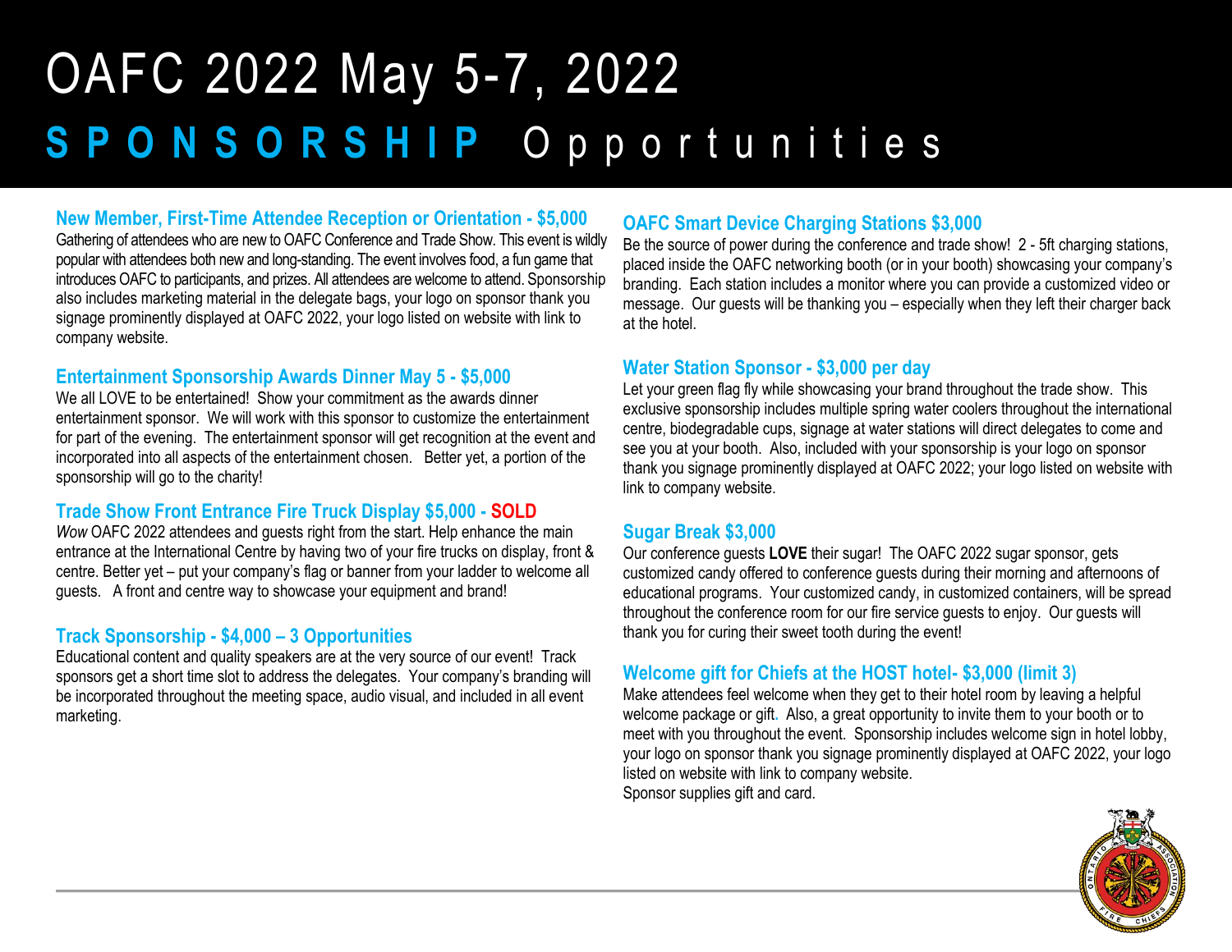# OAFC 2022 May 5-7, 2022

## SPONSORSHIP Opportunities

### New Member, First-Time Attendee Reception or Orientation - $5,000

Gathering of attendees who are new to OAFC Conference and Trade Show. This event is wildly popular with attendees both new and long-standing. The event involves food, a fun game that introduces OAFC to participants, and prizes. All attendees are welcome to attend. Sponsorship also includes marketing material in the delegate bags, your logo on sponsor thank you signage prominently displayed at OAFC 2022, your logo listed on website with link to company website.

### Entertainment Sponsorship Awards Dinner May 5 - $5,000

We all LOVE to be entertained! Show your commitment as the awards dinner entertainment sponsor. We will work with this sponsor to customize the entertainment for part of the evening. The entertainment sponsor will get recognition at the event and incorporated into all aspects of the entertainment chosen. Better yet, a portion of the sponsorship will go to the charity!

### Trade Show Front Entrance Fire Truck Display $5,000 - SOLD

*Wow* OAFC 2022 attendees and guests right from the start. Help enhance the main entrance at the International Centre by having two of your fire trucks on display, front & centre. Better yet – put your company's flag or banner from your ladder to welcome all guests. A front and centre way to showcase your equipment and brand!

### Track Sponsorship - $4,000 – 3 Opportunities

Educational content and quality speakers are at the very source of our event! Track sponsors get a short time slot to address the delegates. Your company's branding will be incorporated throughout the meeting space, audio visual, and included in all event marketing.

### OAFC Smart Device Charging Stations $3,000

Be the source of power during the conference and trade show! 2 - 5ft charging stations, placed inside the OAFC networking booth (or in your booth) showcasing your company's branding. Each station includes a monitor where you can provide a customized video or message. Our guests will be thanking you – especially when they left their charger back at the hotel.

### Water Station Sponsor - $3,000 per day

Let your green flag fly while showcasing your brand throughout the trade show. This exclusive sponsorship includes multiple spring water coolers throughout the international centre, biodegradable cups, signage at water stations will direct delegates to come and see you at your booth. Also, included with your sponsorship is your logo on sponsor thank you signage prominently displayed at OAFC 2022; your logo listed on website with link to company website.

### Sugar Break $3,000

Our conference guests **LOVE** their sugar! The OAFC 2022 sugar sponsor, gets customized candy offered to conference guests during their morning and afternoons of educational programs. Your customized candy, in customized containers, will be spread throughout the conference room for our fire service guests to enjoy. Our guests will thank you for curing their sweet tooth during the event!

### Welcome gift for Chiefs at the HOST hotel- $3,000 (limit 3)

Make attendees feel welcome when they get to their hotel room by leaving a helpful welcome package or gift. Also, a great opportunity to invite them to your booth or to meet with you throughout the event. Sponsorship includes welcome sign in hotel lobby, your logo on sponsor thank you signage prominently displayed at OAFC 2022, your logo listed on website with link to company website.
Sponsor supplies gift and card.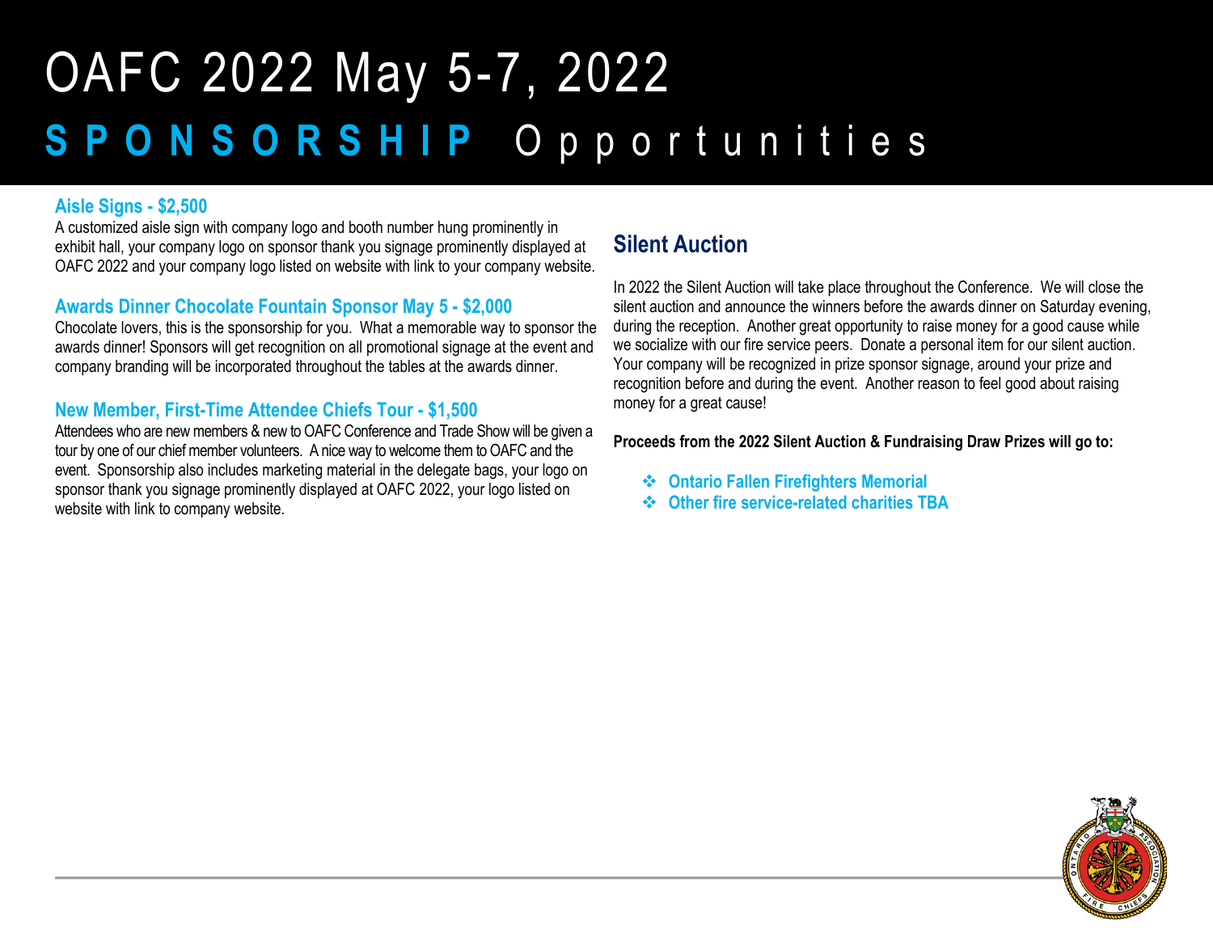# OAFC 2022 May 5-7, 2022

## SPONSORSHIP Opportunities

### Aisle Signs - $2,500

A customized aisle sign with company logo and booth number hung prominently in exhibit hall, your company logo on sponsor thank you signage prominently displayed at OAFC 2022 and your company logo listed on website with link to your company website.

### Awards Dinner Chocolate Fountain Sponsor May 5 - $2,000

Chocolate lovers, this is the sponsorship for you. What a memorable way to sponsor the awards dinner! Sponsors will get recognition on all promotional signage at the event and company branding will be incorporated throughout the tables at the awards dinner.

### New Member, First-Time Attendee Chiefs Tour - $1,500

Attendees who are new members & new to OAFC Conference and Trade Show will be given a tour by one of our chief member volunteers. A nice way to welcome them to OAFC and the event. Sponsorship also includes marketing material in the delegate bags, your logo on sponsor thank you signage prominently displayed at OAFC 2022, your logo listed on website with link to company website.

## Silent Auction

In 2022 the Silent Auction will take place throughout the Conference. We will close the silent auction and announce the winners before the awards dinner on Saturday evening, during the reception. Another great opportunity to raise money for a good cause while we socialize with our fire service peers. Donate a personal item for our silent auction. Your company will be recognized in prize sponsor signage, around your prize and recognition before and during the event. Another reason to feel good about raising money for a great cause!

**Proceeds from the 2022 Silent Auction & Fundraising Draw Prizes will go to:**

- **Ontario Fallen Firefighters Memorial**
- **Other fire service-related charities TBA**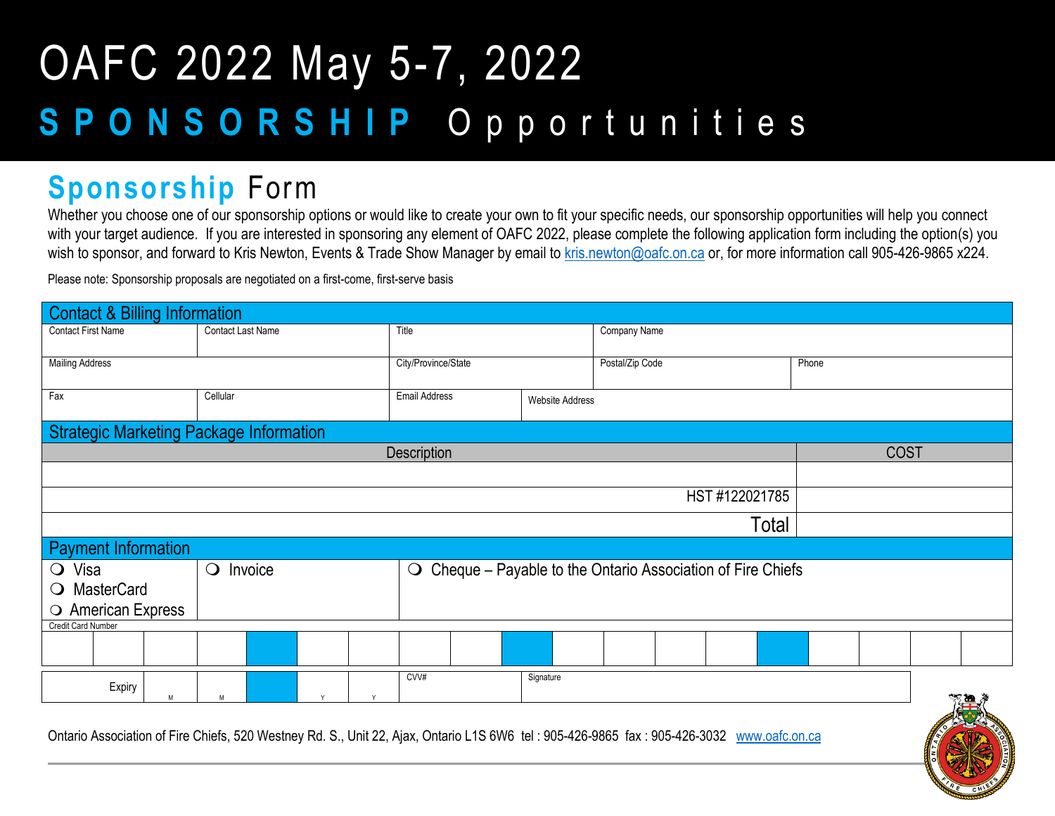# OAFC 2022 May 5-7, 2022

## SPONSORSHIP Opportunities

## Sponsorship Form

Whether you choose one of our sponsorship options or would like to create your own to fit your specific needs, our sponsorship opportunities will help you connect with your target audience. If you are interested in sponsoring any element of OAFC 2022, please complete the following application form including the option(s) you wish to sponsor, and forward to Kris Newton, Events & Trade Show Manager by email to kris.newton@oafc.on.ca or, for more information call 905-426-9865 x224.

Please note: Sponsorship proposals are negotiated on a first-come, first-serve basis

### Contact & Billing Information

| | | | |
|---|---|---|---|
| Contact First Name | Contact Last Name | Title | Company Name |
| Mailing Address | | City/Province/State | Postal/Zip Code | Phone |
| Fax | Cellular | Email Address | Website Address |

### Strategic Marketing Package Information

| Description | COST |
|---|---|
| | |
| HST #122021785 | |
| Total | |

### Payment Information

| | | |
|---|---|---|
| ❍ Visa<br>❍ MasterCard<br>❍ American Express | ❍ Invoice | ❍ Cheque – Payable to the Ontario Association of Fire Chiefs |

Credit Card Number

| | | | | | | | | | | | | | | | | | | |
|---|---|---|---|---|---|---|---|---|---|---|---|---|---|---|---|---|---|---|
| | | | | | | | | | | | | | | | | | | |

| Expiry | M | M | | Y | Y | CVV# | Signature |
|---|---|---|---|---|---|---|---|
| | | | | | | | |

Ontario Association of Fire Chiefs, 520 Westney Rd. S., Unit 22, Ajax, Ontario L1S 6W6 tel : 905-426-9865 fax : 905-426-3032 www.oafc.on.ca